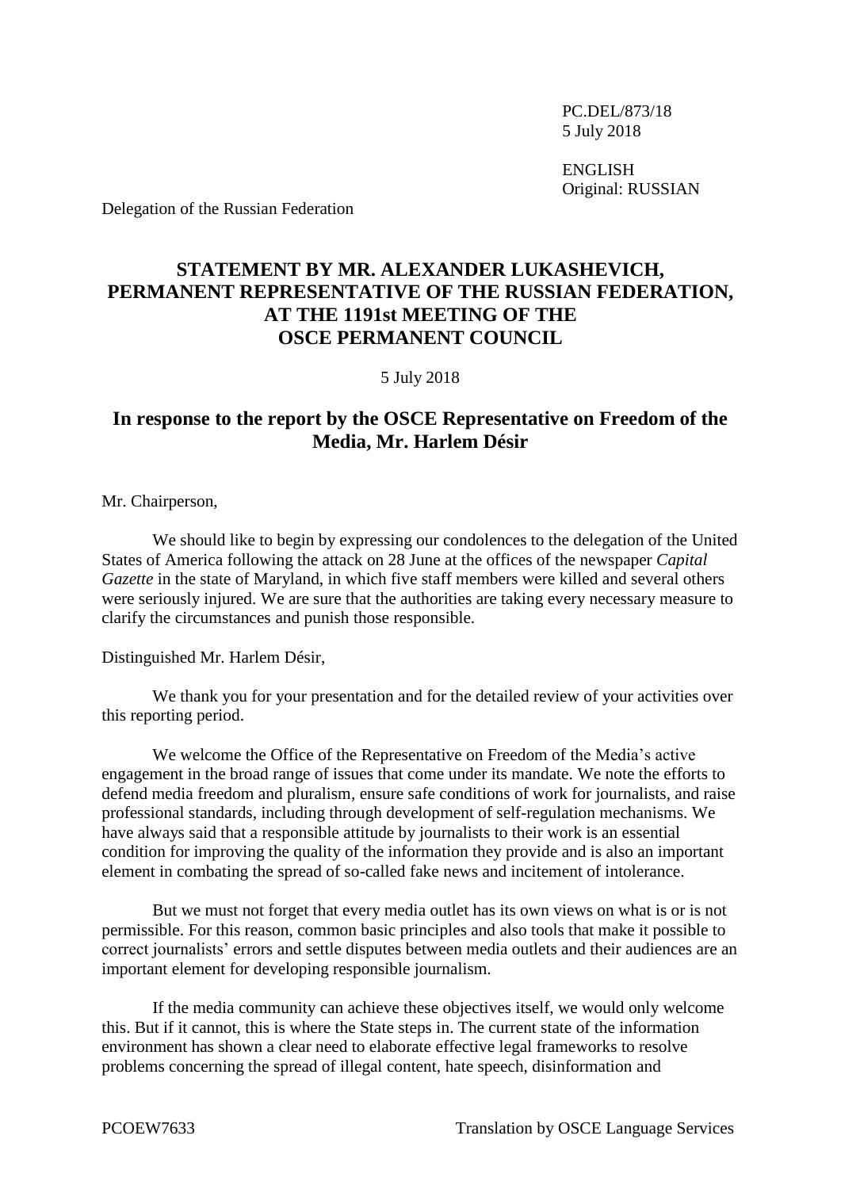PC.DEL/873/18
5 July 2018

ENGLISH
Original: RUSSIAN

Delegation of the Russian Federation

# STATEMENT BY MR. ALEXANDER LUKASHEVICH, PERMANENT REPRESENTATIVE OF THE RUSSIAN FEDERATION, AT THE 1191st MEETING OF THE OSCE PERMANENT COUNCIL

5 July 2018

## In response to the report by the OSCE Representative on Freedom of the Media, Mr. Harlem Désir

Mr. Chairperson,

We should like to begin by expressing our condolences to the delegation of the United States of America following the attack on 28 June at the offices of the newspaper *Capital Gazette* in the state of Maryland, in which five staff members were killed and several others were seriously injured. We are sure that the authorities are taking every necessary measure to clarify the circumstances and punish those responsible.

Distinguished Mr. Harlem Désir,

We thank you for your presentation and for the detailed review of your activities over this reporting period.

We welcome the Office of the Representative on Freedom of the Media's active engagement in the broad range of issues that come under its mandate. We note the efforts to defend media freedom and pluralism, ensure safe conditions of work for journalists, and raise professional standards, including through development of self-regulation mechanisms. We have always said that a responsible attitude by journalists to their work is an essential condition for improving the quality of the information they provide and is also an important element in combating the spread of so-called fake news and incitement of intolerance.

But we must not forget that every media outlet has its own views on what is or is not permissible. For this reason, common basic principles and also tools that make it possible to correct journalists' errors and settle disputes between media outlets and their audiences are an important element for developing responsible journalism.

If the media community can achieve these objectives itself, we would only welcome this. But if it cannot, this is where the State steps in. The current state of the information environment has shown a clear need to elaborate effective legal frameworks to resolve problems concerning the spread of illegal content, hate speech, disinformation and

PCOEW7633 Translation by OSCE Language Services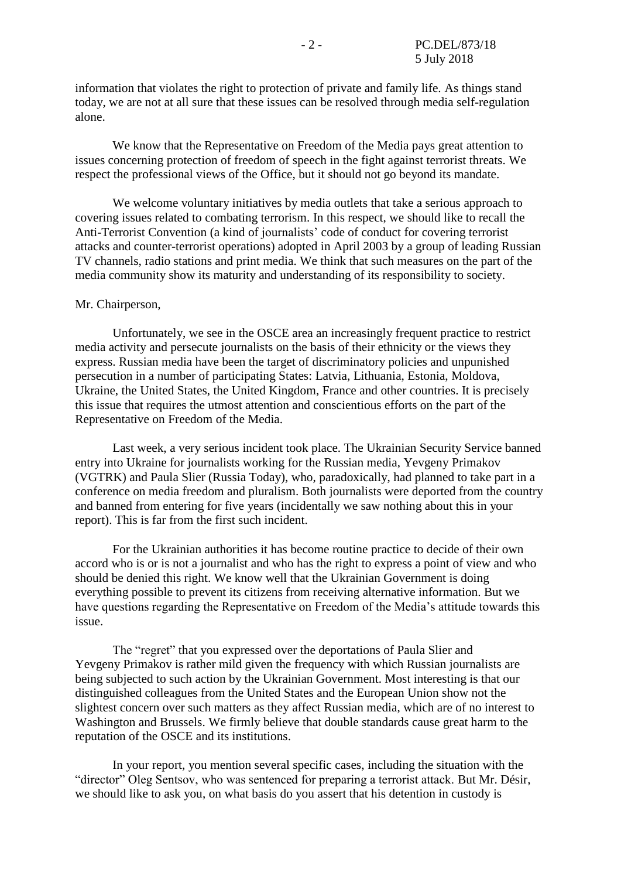information that violates the right to protection of private and family life. As things stand today, we are not at all sure that these issues can be resolved through media self-regulation alone.

We know that the Representative on Freedom of the Media pays great attention to issues concerning protection of freedom of speech in the fight against terrorist threats. We respect the professional views of the Office, but it should not go beyond its mandate.

We welcome voluntary initiatives by media outlets that take a serious approach to covering issues related to combating terrorism. In this respect, we should like to recall the Anti-Terrorist Convention (a kind of journalists' code of conduct for covering terrorist attacks and counter-terrorist operations) adopted in April 2003 by a group of leading Russian TV channels, radio stations and print media. We think that such measures on the part of the media community show its maturity and understanding of its responsibility to society.

Mr. Chairperson,

Unfortunately, we see in the OSCE area an increasingly frequent practice to restrict media activity and persecute journalists on the basis of their ethnicity or the views they express. Russian media have been the target of discriminatory policies and unpunished persecution in a number of participating States: Latvia, Lithuania, Estonia, Moldova, Ukraine, the United States, the United Kingdom, France and other countries. It is precisely this issue that requires the utmost attention and conscientious efforts on the part of the Representative on Freedom of the Media.

Last week, a very serious incident took place. The Ukrainian Security Service banned entry into Ukraine for journalists working for the Russian media, Yevgeny Primakov (VGTRK) and Paula Slier (Russia Today), who, paradoxically, had planned to take part in a conference on media freedom and pluralism. Both journalists were deported from the country and banned from entering for five years (incidentally we saw nothing about this in your report). This is far from the first such incident.

For the Ukrainian authorities it has become routine practice to decide of their own accord who is or is not a journalist and who has the right to express a point of view and who should be denied this right. We know well that the Ukrainian Government is doing everything possible to prevent its citizens from receiving alternative information. But we have questions regarding the Representative on Freedom of the Media's attitude towards this issue.

The "regret" that you expressed over the deportations of Paula Slier and Yevgeny Primakov is rather mild given the frequency with which Russian journalists are being subjected to such action by the Ukrainian Government. Most interesting is that our distinguished colleagues from the United States and the European Union show not the slightest concern over such matters as they affect Russian media, which are of no interest to Washington and Brussels. We firmly believe that double standards cause great harm to the reputation of the OSCE and its institutions.

In your report, you mention several specific cases, including the situation with the "director" Oleg Sentsov, who was sentenced for preparing a terrorist attack. But Mr. Désir, we should like to ask you, on what basis do you assert that his detention in custody is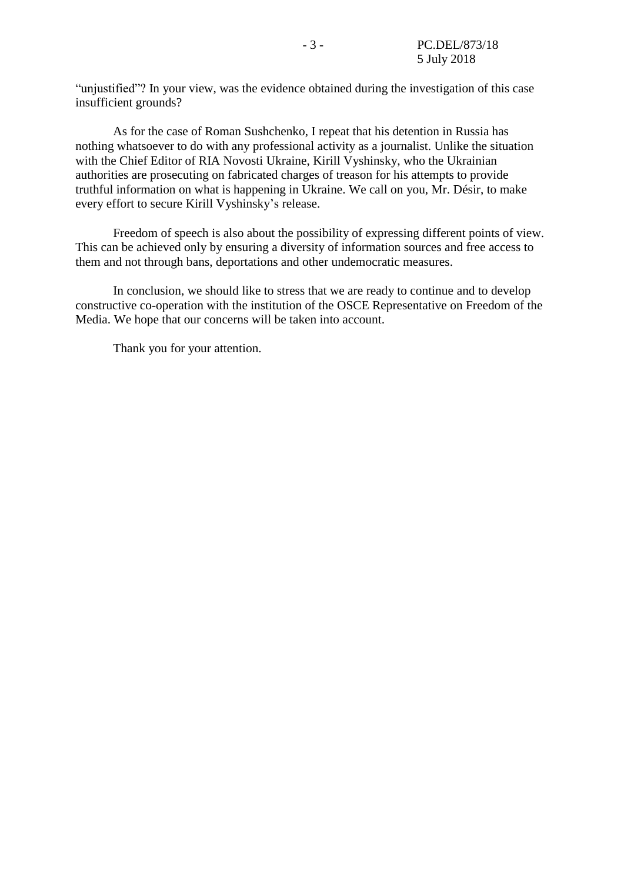"unjustified"? In your view, was the evidence obtained during the investigation of this case insufficient grounds?

As for the case of Roman Sushchenko, I repeat that his detention in Russia has nothing whatsoever to do with any professional activity as a journalist. Unlike the situation with the Chief Editor of RIA Novosti Ukraine, Kirill Vyshinsky, who the Ukrainian authorities are prosecuting on fabricated charges of treason for his attempts to provide truthful information on what is happening in Ukraine. We call on you, Mr. Désir, to make every effort to secure Kirill Vyshinsky's release.

Freedom of speech is also about the possibility of expressing different points of view. This can be achieved only by ensuring a diversity of information sources and free access to them and not through bans, deportations and other undemocratic measures.

In conclusion, we should like to stress that we are ready to continue and to develop constructive co-operation with the institution of the OSCE Representative on Freedom of the Media. We hope that our concerns will be taken into account.

Thank you for your attention.